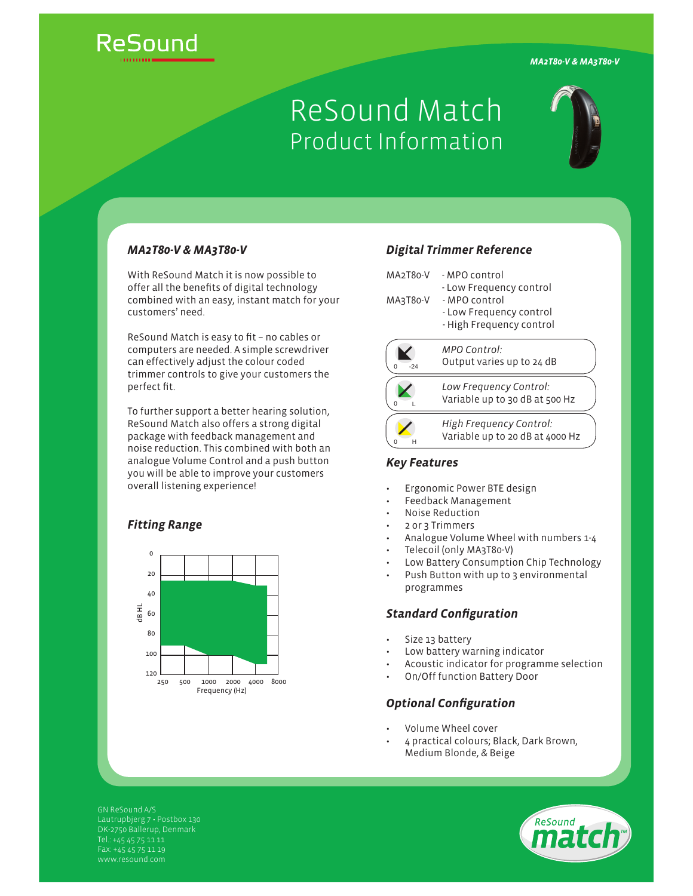ReSound

*MA2T80-V & MA3T80-V*

# ReSound Match
## Product Information

### *MA2T80-V & MA3T80-V*

With ReSound Match it is now possible to offer all the benefits of digital technology combined with an easy, instant match for your customers' need.

ReSound Match is easy to fit – no cables or computers are needed. A simple screwdriver can effectively adjust the colour coded trimmer controls to give your customers the perfect fit.

To further support a better hearing solution, ReSound Match also offers a strong digital package with feedback management and noise reduction. This combined with both an analogue Volume Control and a push button you will be able to improve your customers overall listening experience!

### *Fitting Range*

dB HL: 0, 20, 40, 60, 80, 100, 120

Frequency (Hz): 250, 500, 1000, 2000, 4000, 8000

### *Digital Trimmer Reference*

MA2T80-V
- MPO control
- Low Frequency control

MA3T80-V
- MPO control
- Low Frequency control
- High Frequency control

| Trimmer | Description |
|---|---|
| 0 – -24 | *MPO Control:* Output varies up to 24 dB |
| 0 – L | *Low Frequency Control:* Variable up to 30 dB at 500 Hz |
| 0 – H | *High Frequency Control:* Variable up to 20 dB at 4000 Hz |

### *Key Features*

- Ergonomic Power BTE design
- Feedback Management
- Noise Reduction
- 2 or 3 Trimmers
- Analogue Volume Wheel with numbers 1-4
- Telecoil (only MA3T80-V)
- Low Battery Consumption Chip Technology
- Push Button with up to 3 environmental programmes

### *Standard Configuration*

- Size 13 battery
- Low battery warning indicator
- Acoustic indicator for programme selection
- On/Off function Battery Door

### *Optional Configuration*

- Volume Wheel cover
- 4 practical colours; Black, Dark Brown, Medium Blonde, & Beige

GN ReSound A/S
Lautrupbjerg 7 • Postbox 130
DK-2750 Ballerup, Denmark
Tel.: +45 45 75 11 11
Fax: +45 45 75 11 19
www.resound.com

ReSound match™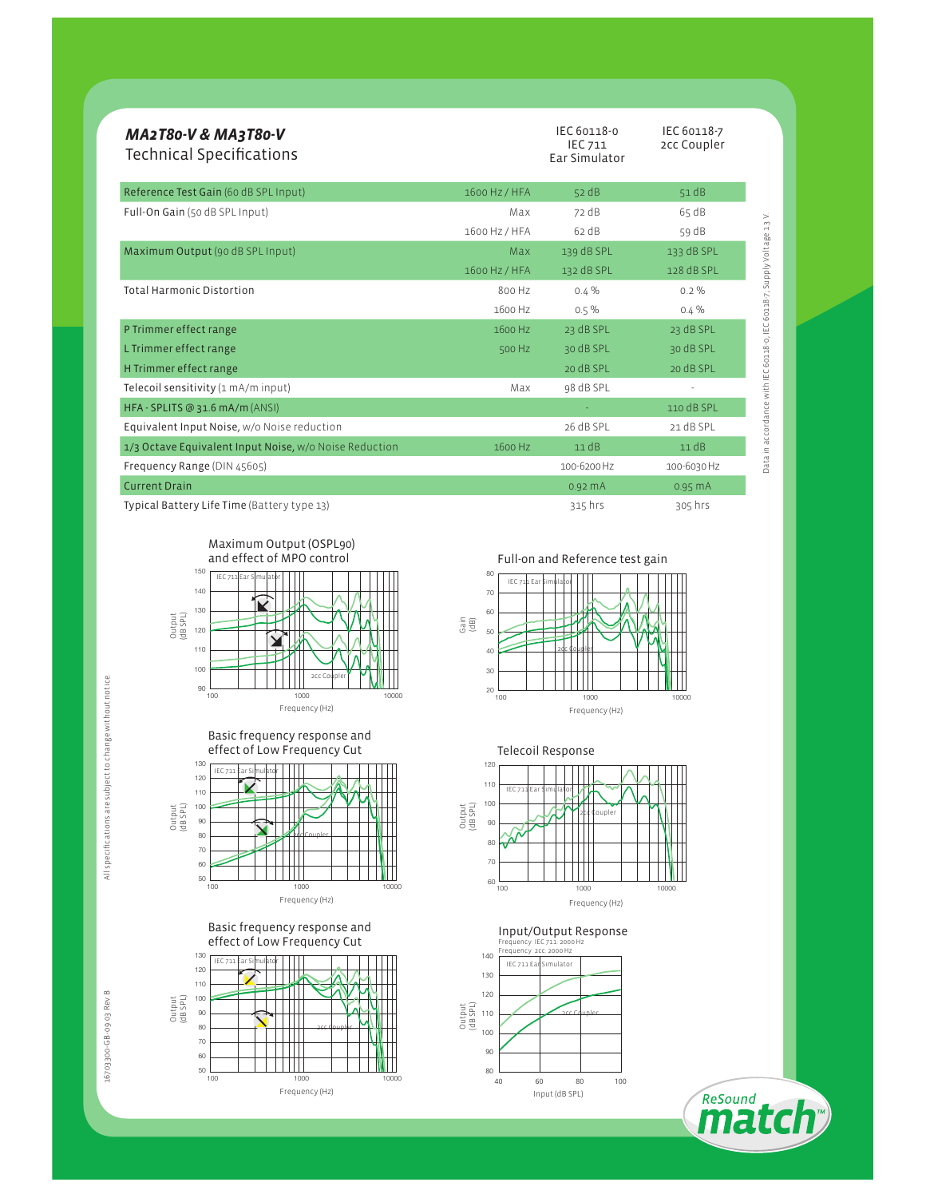# *MA2T80-V & MA3T80-V*
## Technical Specifications

| | | IEC 60118-0 IEC 711 Ear Simulator | IEC 60118-7 2cc Coupler |
|---|---|---|---|
| Reference Test Gain (60 dB SPL Input) | 1600 Hz / HFA | 52 dB | 51 dB |
| Full-On Gain (50 dB SPL Input) | Max | 72 dB | 65 dB |
| | 1600 Hz / HFA | 62 dB | 59 dB |
| Maximum Output (90 dB SPL Input) | Max | 139 dB SPL | 133 dB SPL |
| | 1600 Hz / HFA | 132 dB SPL | 128 dB SPL |
| Total Harmonic Distortion | 800 Hz | 0.4 % | 0.2 % |
| | 1600 Hz | 0.5 % | 0.4 % |
| P Trimmer effect range | 1600 Hz | 23 dB SPL | 23 dB SPL |
| L Trimmer effect range | 500 Hz | 30 dB SPL | 30 dB SPL |
| H Trimmer effect range | | 20 dB SPL | 20 dB SPL |
| Telecoil sensitivity (1 mA/m input) | Max | 98 dB SPL | - |
| HFA - SPLITS @ 31.6 mA/m (ANSI) | | - | 110 dB SPL |
| Equivalent Input Noise, w/o Noise reduction | | 26 dB SPL | 21 dB SPL |
| 1/3 Octave Equivalent Input Noise, w/o Noise Reduction | 1600 Hz | 11 dB | 11 dB |
| Frequency Range (DIN 45605) | | 100-6200 Hz | 100-6030 Hz |
| Current Drain | | 0.92 mA | 0.95 mA |
| Typical Battery Life Time (Battery type 13) | | 315 hrs | 305 hrs |

Data in accordance with IEC 60118-0, IEC 60118-7, Supply Voltage 1.3 V.

### Maximum Output (OSPL90) and effect of MPO control

IEC 711 Ear Simulator
2cc Coupler
Output (dB SPL)
150
140
130
120
110
100
90
100
1000
10000
Frequency (Hz)

### Full-on and Reference test gain

IEC 711 Ear Simulator
2cc Coupler
Gain (dB)
80
70
60
50
40
30
20
100
1000
10000
Frequency (Hz)

### Basic frequency response and effect of Low Frequency Cut

IEC 711 Ear Simulator
2cc Coupler
Output (dB SPL)
130
120
110
100
90
80
70
60
50
100
1000
10000
Frequency (Hz)

### Telecoil Response

IEC 711 Ear Simulator
2cc Coupler
Output (dB SPL)
120
110
100
90
80
70
60
100
1000
10000
Frequency (Hz)

### Basic frequency response and effect of Low Frequency Cut

IEC 711 Ear Simulator
2cc Coupler
Output (dB SPL)
130
120
110
100
90
80
70
60
50
100
1000
10000
Frequency (Hz)

### Input/Output Response

Frequency IEC 711: 2000 Hz
Frequency 2cc: 2000 Hz
IEC 711 Ear Simulator
2cc Coupler
Output (dB SPL)
140
130
120
110
100
90
80
40
60
80
100
Input (dB SPL)

All specifications are subject to change without notice

16703300-GB-09.03 Rev B

ReSound match™